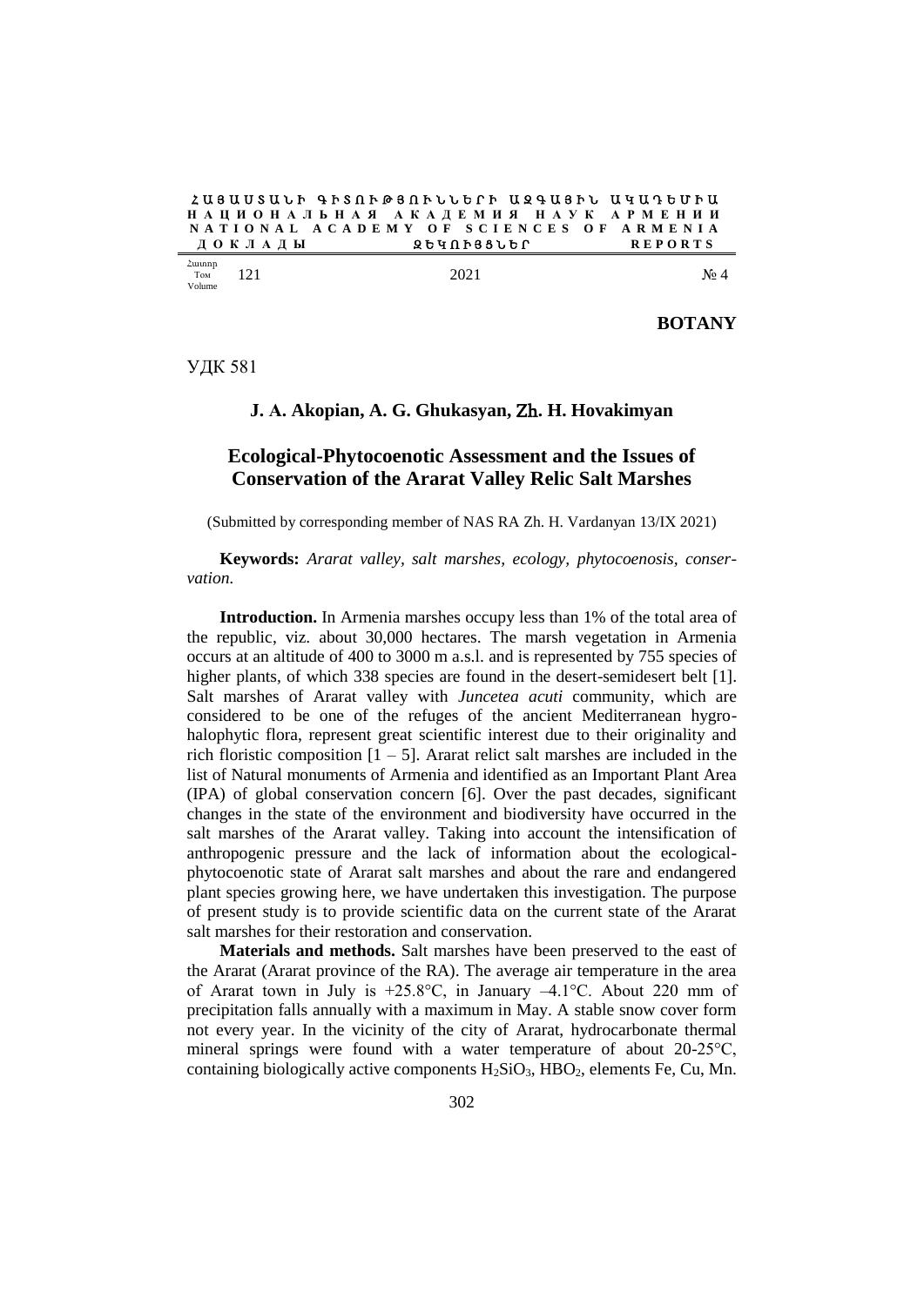**BOTANY**

УДК 581

**J. A. Akopian, A. G. Ghukasyan, Zh. H. Hovakimyan**

# Ecological-Phytocoenotic Assessment and the Issues of Conservation of the Ararat Valley Relic Salt Marshes

(Submitted by corresponding member of NAS RA Zh. H. Vardanyan 13/IX 2021)

**Keywords:** *Ararat valley, salt marshes, ecology, phytocoenosis, conservation.*

**Introduction.** In Armenia marshes occupy less than 1% of the total area of the republic, viz. about 30,000 hectares. The marsh vegetation in Armenia occurs at an altitude of 400 to 3000 m a.s.l. and is represented by 755 species of higher plants, of which 338 species are found in the desert-semidesert belt [1]. Salt marshes of Ararat valley with *Juncetea acuti* community, which are considered to be one of the refuges of the ancient Mediterranean hygro-halophytic flora, represent great scientific interest due to their originality and rich floristic composition [1 – 5]. Ararat relict salt marshes are included in the list of Natural monuments of Armenia and identified as an Important Plant Area (IPA) of global conservation concern [6]. Over the past decades, significant changes in the state of the environment and biodiversity have occurred in the salt marshes of the Ararat valley. Taking into account the intensification of anthropogenic pressure and the lack of information about the ecological-phytocoenotic state of Ararat salt marshes and about the rare and endangered plant species growing here, we have undertaken this investigation. The purpose of present study is to provide scientific data on the current state of the Ararat salt marshes for their restoration and conservation.

**Materials and methods.** Salt marshes have been preserved to the east of the Ararat (Ararat province of the RA). The average air temperature in the area of Ararat town in July is +25.8°C, in January –4.1°C. About 220 mm of precipitation falls annually with a maximum in May. A stable snow cover form not every year. In the vicinity of the city of Ararat, hydrocarbonate thermal mineral springs were found with a water temperature of about 20-25°C, containing biologically active components $H_2SiO_3$, $HBO_2$, elements Fe, Cu, Mn.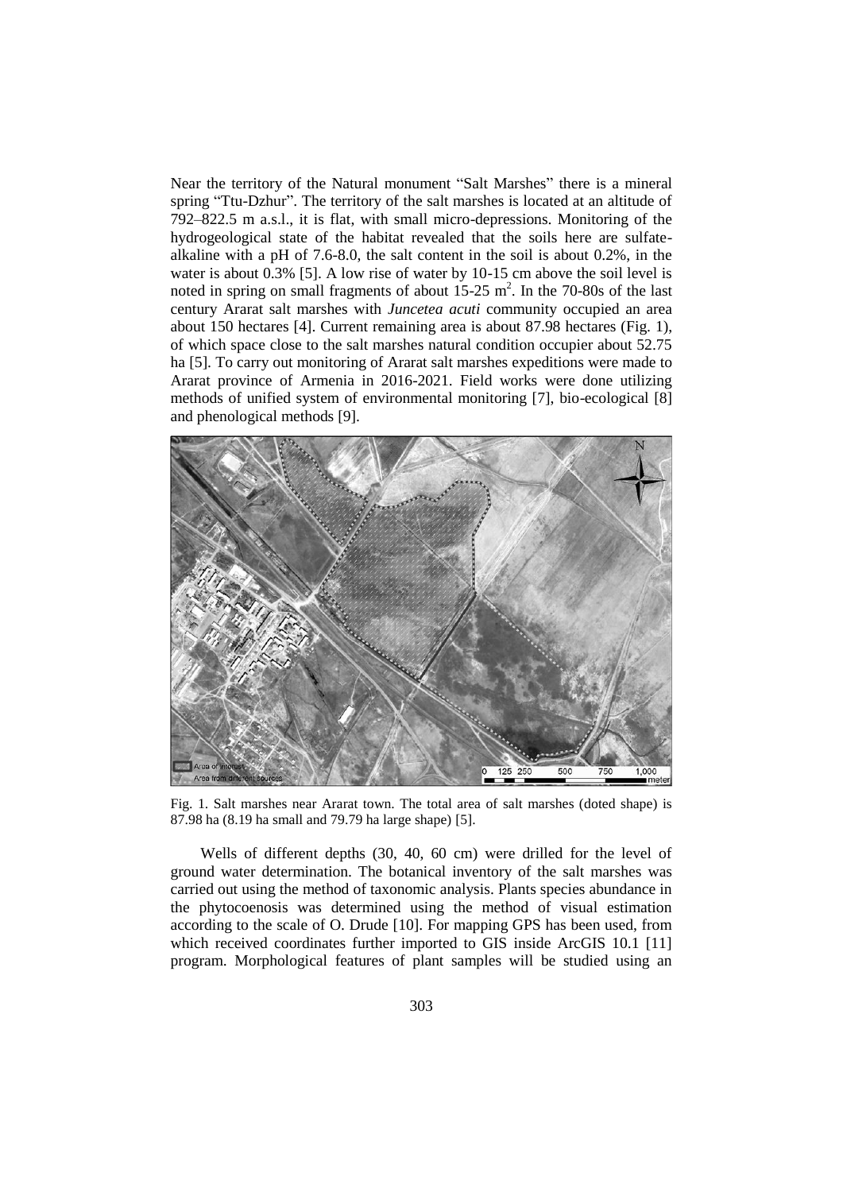Near the territory of the Natural monument "Salt Marshes" there is a mineral spring "Ttu-Dzhur". The territory of the salt marshes is located at an altitude of 792–822.5 m a.s.l., it is flat, with small micro-depressions. Monitoring of the hydrogeological state of the habitat revealed that the soils here are sulfate-alkaline with a pH of 7.6-8.0, the salt content in the soil is about 0.2%, in the water is about 0.3% [5]. A low rise of water by 10-15 cm above the soil level is noted in spring on small fragments of about 15-25 $m^2$. In the 70-80s of the last century Ararat salt marshes with *Juncetea acuti* community occupied an area about 150 hectares [4]. Current remaining area is about 87.98 hectares (Fig. 1), of which space close to the salt marshes natural condition occupier about 52.75 ha [5]. To carry out monitoring of Ararat salt marshes expeditions were made to Ararat province of Armenia in 2016-2021. Field works were done utilizing methods of unified system of environmental monitoring [7], bio-ecological [8] and phenological methods [9].

Fig. 1. Salt marshes near Ararat town. The total area of salt marshes (doted shape) is 87.98 ha (8.19 ha small and 79.79 ha large shape) [5].

Wells of different depths (30, 40, 60 cm) were drilled for the level of ground water determination. The botanical inventory of the salt marshes was carried out using the method of taxonomic analysis. Plants species abundance in the phytocoenosis was determined using the method of visual estimation according to the scale of O. Drude [10]. For mapping GPS has been used, from which received coordinates further imported to GIS inside ArcGIS 10.1 [11] program. Morphological features of plant samples will be studied using an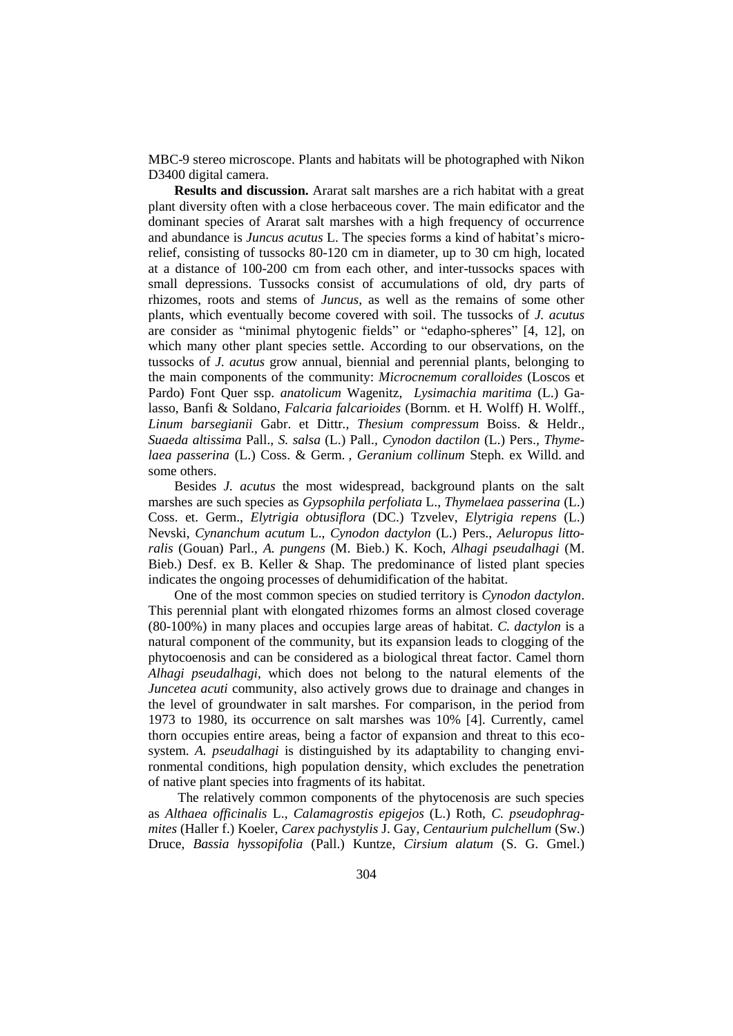MBC-9 stereo microscope. Plants and habitats will be photographed with Nikon D3400 digital camera.

**Results and discussion.** Ararat salt marshes are a rich habitat with a great plant diversity often with a close herbaceous cover. The main edificator and the dominant species of Ararat salt marshes with a high frequency of occurrence and abundance is *Juncus acutus* L. The species forms a kind of habitat's microrelief, consisting of tussocks 80-120 cm in diameter, up to 30 cm high, located at a distance of 100-200 cm from each other, and inter-tussocks spaces with small depressions. Tussocks consist of accumulations of old, dry parts of rhizomes, roots and stems of *Juncus*, as well as the remains of some other plants, which eventually become covered with soil. The tussocks of *J. acutus* are consider as "minimal phytogenic fields" or "edapho-spheres" [4, 12], on which many other plant species settle. According to our observations, on the tussocks of *J. acutus* grow annual, biennial and perennial plants, belonging to the main components of the community: *Microcnemum coralloides* (Loscos et Pardo) Font Quer ssp. *anatolicum* Wagenitz, *Lysimachia maritima* (L.) Galasso, Banfi & Soldano, *Falcaria falcarioides* (Bornm. et H. Wolff) H. Wolff., *Linum barsegianii* Gabr. et Dittr., *Thesium compressum* Boiss. & Heldr., *Suaeda altissima* Pall., *S. salsa* (L.) Pall., *Cynodon dactilon* (L.) Pers., *Thymelaea passerina* (L.) Coss. & Germ. , *Geranium collinum* Steph. ex Willd. and some others.

Besides *J. acutus* the most widespread, background plants on the salt marshes are such species as *Gypsophila perfoliata* L., *Thymelaea passerina* (L.) Coss. et. Germ., *Elytrigia obtusiflora* (DC.) Tzvelev, *Elytrigia repens* (L.) Nevski, *Cynanchum acutum* L., *Cynodon dactylon* (L.) Pers., *Aeluropus littoralis* (Gouan) Parl., *A. pungens* (M. Bieb.) K. Koch, *Alhagi pseudalhagi* (M. Bieb.) Desf. ex B. Keller & Shap. The predominance of listed plant species indicates the ongoing processes of dehumidification of the habitat.

One of the most common species on studied territory is *Cynodon dactylon*. This perennial plant with elongated rhizomes forms an almost closed coverage (80-100%) in many places and occupies large areas of habitat. *C. dactylon* is a natural component of the community, but its expansion leads to clogging of the phytocoenosis and can be considered as a biological threat factor. Camel thorn *Alhagi pseudalhagi*, which does not belong to the natural elements of the *Juncetea acuti* community, also actively grows due to drainage and changes in the level of groundwater in salt marshes. For comparison, in the period from 1973 to 1980, its occurrence on salt marshes was 10% [4]. Currently, camel thorn occupies entire areas, being a factor of expansion and threat to this ecosystem. *A. pseudalhagi* is distinguished by its adaptability to changing environmental conditions, high population density, which excludes the penetration of native plant species into fragments of its habitat.

The relatively common components of the phytocenosis are such species as *Althaea officinalis* L., *Calamagrostis epigejos* (L.) Roth, *C. pseudophragmites* (Haller f.) Koeler, *Carex pachystylis* J. Gay, *Centaurium pulchellum* (Sw.) Druce, *Bassia hyssopifolia* (Pall.) Kuntze, *Cirsium alatum* (S. G. Gmel.)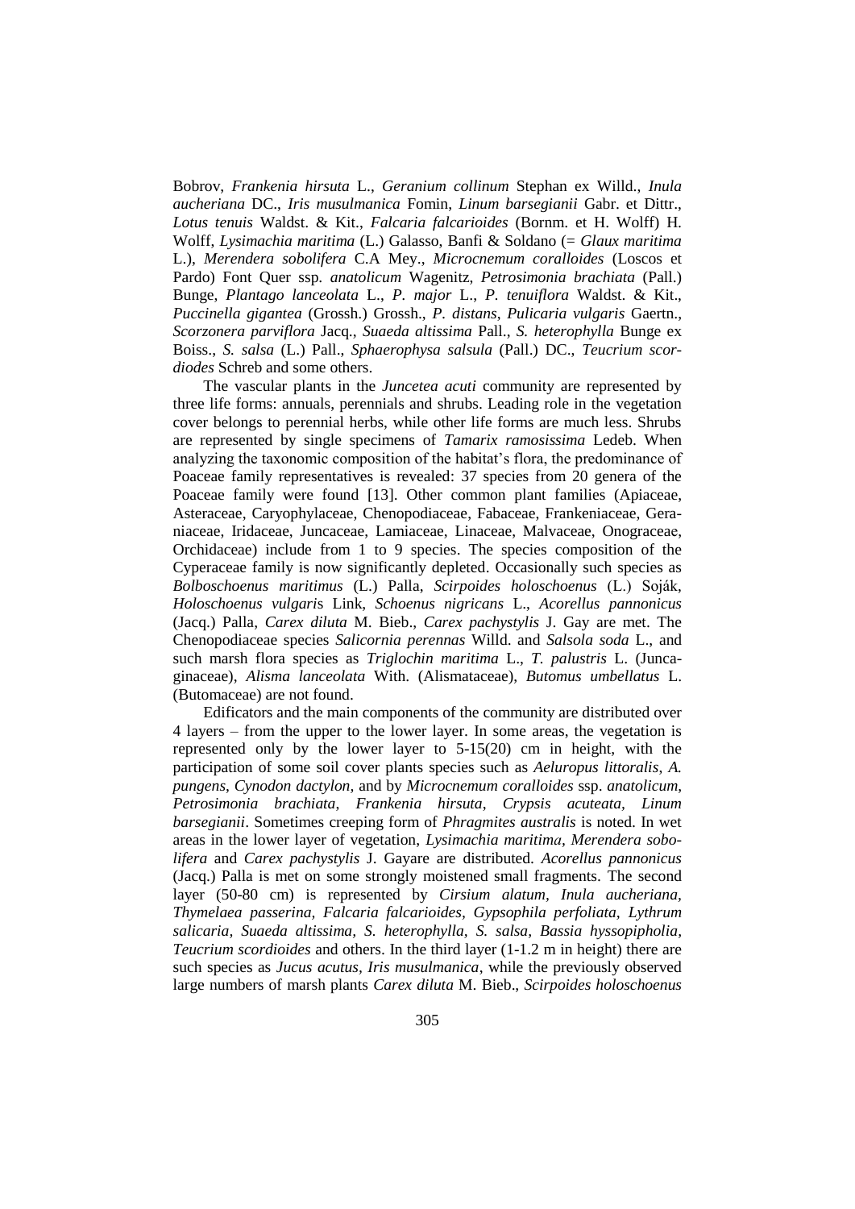Bobrov, *Frankenia hirsuta* L., *Geranium collinum* Stephan ex Willd., *Inula aucheriana* DC., *Iris musulmanica* Fomin, *Linum barsegianii* Gabr. et Dittr., *Lotus tenuis* Waldst. & Kit., *Falcaria falcarioides* (Bornm. et H. Wolff) H. Wolff, *Lysimachia maritima* (L.) Galasso, Banfi & Soldano (= *Glaux maritima* L.), *Merendera sobolifera* C.A Mey., *Microcnemum coralloides* (Loscos et Pardo) Font Quer ssp. *anatolicum* Wagenitz, *Petrosimonia brachiata* (Pall.) Bunge, *Plantago lanceolata* L., *P. major* L., *P. tenuiflora* Waldst. & Kit., *Puccinella gigantea* (Grossh.) Grossh., *P. distans*, *Pulicaria vulgaris* Gaertn., *Scorzonera parviflora* Jacq., *Suaeda altissima* Pall., *S. heterophylla* Bunge ex Boiss., *S. salsa* (L.) Pall., *Sphaerophysa salsula* (Pall.) DC., *Teucrium scordiodes* Schreb and some others.

The vascular plants in the *Juncetea acuti* community are represented by three life forms: annuals, perennials and shrubs. Leading role in the vegetation cover belongs to perennial herbs, while other life forms are much less. Shrubs are represented by single specimens of *Tamarix ramosissima* Ledeb. When analyzing the taxonomic composition of the habitat's flora, the predominance of Poaceae family representatives is revealed: 37 species from 20 genera of the Poaceae family were found [13]. Other common plant families (Apiaceae, Asteraceae, Caryophylaceae, Chenopodiaceae, Fabaceae, Frankeniaceae, Geraniaceae, Iridaceae, Juncaceae, Lamiaceae, Linaceae, Malvaceae, Onograceae, Orchidaceae) include from 1 to 9 species. The species composition of the Cyperaceae family is now significantly depleted. Occasionally such species as *Bolboschoenus maritimus* (L.) Palla, *Scirpoides holoschoenus* (L.) Soják, *Holoschoenus vulgaris* Link, *Schoenus nigricans* L., *Acorellus pannonicus* (Jacq.) Palla, *Carex diluta* M. Bieb., *Carex pachystylis* J. Gay are met. The Chenopodiaceae species *Salicornia perennas* Willd. and *Salsola soda* L., and such marsh flora species as *Triglochin maritima* L., *T. palustris* L. (Juncaginaceae), *Alisma lanceolata* With. (Alismataceae), *Butomus umbellatus* L. (Butomaceae) are not found.

Edificators and the main components of the community are distributed over 4 layers – from the upper to the lower layer. In some areas, the vegetation is represented only by the lower layer to 5-15(20) cm in height, with the participation of some soil cover plants species such as *Aeluropus littoralis*, *A. pungens*, *Cynodon dactylon*, and by *Microcnemum coralloides* ssp. *anatolicum*, *Petrosimonia brachiata*, *Frankenia hirsuta*, *Crypsis acuteata*, *Linum barsegianii*. Sometimes creeping form of *Phragmites australis* is noted. In wet areas in the lower layer of vegetation, *Lysimachia maritima*, *Merendera sobolifera* and *Carex pachystylis* J. Gayare are distributed. *Acorellus pannonicus* (Jacq.) Palla is met on some strongly moistened small fragments. The second layer (50-80 cm) is represented by *Cirsium alatum*, *Inula aucheriana*, *Thymelaea passerina*, *Falcaria falcarioides*, *Gypsophila perfoliata*, *Lythrum salicaria*, *Suaeda altissima*, *S. heterophylla*, *S. salsa*, *Bassia hyssopipholia*, *Teucrium scordioides* and others. In the third layer (1-1.2 m in height) there are such species as *Jucus acutus*, *Iris musulmanica*, while the previously observed large numbers of marsh plants *Carex diluta* M. Bieb., *Scirpoides holoschoenus*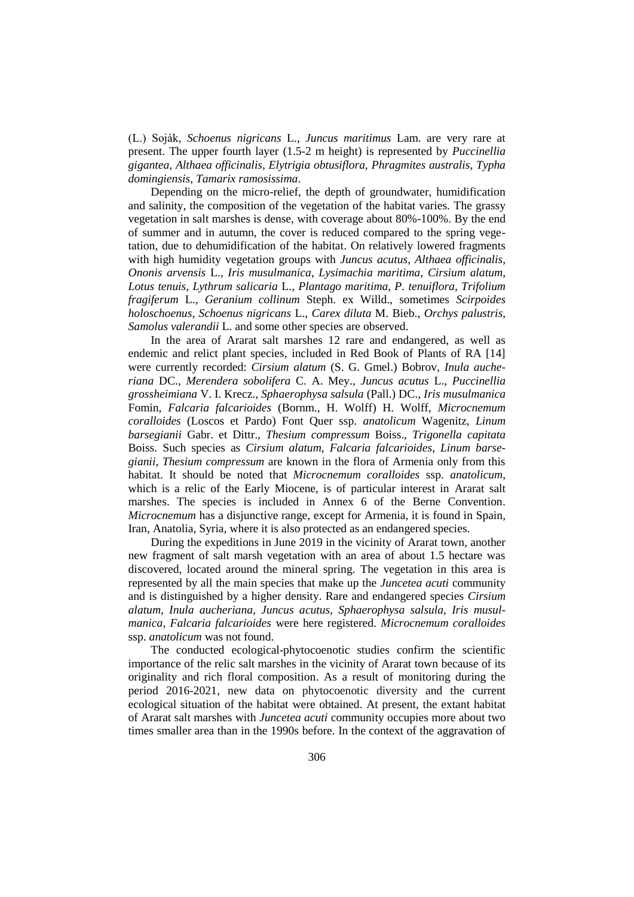(L.) Soják, *Schoenus nigricans* L., *Juncus maritimus* Lam. are very rare at present. The upper fourth layer (1.5-2 m height) is represented by *Puccinellia gigantea*, *Althaea officinalis*, *Elytrigia obtusiflora*, *Phragmites australis*, *Typha domingiensis*, *Tamarix ramosissima*.

Depending on the micro-relief, the depth of groundwater, humidification and salinity, the composition of the vegetation of the habitat varies. The grassy vegetation in salt marshes is dense, with coverage about 80%-100%. By the end of summer and in autumn, the cover is reduced compared to the spring vegetation, due to dehumidification of the habitat. On relatively lowered fragments with high humidity vegetation groups with *Juncus acutus*, *Althaea officinalis*, *Ononis arvensis* L., *Iris musulmanica*, *Lysimachia maritima*, *Cirsium alatum*, *Lotus tenuis*, *Lythrum salicaria* L., *Plantago maritima*, *P. tenuiflora*, *Trifolium fragiferum* L., *Geranium collinum* Steph. ex Willd., sometimes *Scirpoides holoschoenus*, *Schoenus nigricans* L., *Carex diluta* M. Bieb., *Orchys palustris*, *Samolus valerandii* L. and some other species are observed.

In the area of Ararat salt marshes 12 rare and endangered, as well as endemic and relict plant species, included in Red Book of Plants of RA [14] were currently recorded: *Cirsium alatum* (S. G. Gmel.) Bobrov, *Inula aucheriana* DC., *Merendera sobolifera* C. A. Mey., *Juncus acutus* L., *Puccinellia grossheimiana* V. I. Krecz., *Sphaerophysa salsula* (Pall.) DC., *Iris musulmanica* Fomin, *Falcaria falcarioides* (Bornm., H. Wolff) H. Wolff, *Microcnemum coralloides* (Loscos et Pardo) Font Quer ssp. *anatolicum* Wagenitz, *Linum barsegianii* Gabr. et Dittr., *Thesium compressum* Boiss., *Trigonella capitata* Boiss. Such species as *Cirsium alatum*, *Falcaria falcarioides*, *Linum barsegianii*, *Thesium compressum* are known in the flora of Armenia only from this habitat. It should be noted that *Microcnemum coralloides* ssp. *anatolicum*, which is a relic of the Early Miocene, is of particular interest in Ararat salt marshes. The species is included in Annex 6 of the Berne Convention. *Microcnemum* has a disjunctive range, except for Armenia, it is found in Spain, Iran, Anatolia, Syria, where it is also protected as an endangered species.

During the expeditions in June 2019 in the vicinity of Ararat town, another new fragment of salt marsh vegetation with an area of about 1.5 hectare was discovered, located around the mineral spring. The vegetation in this area is represented by all the main species that make up the *Juncetea acuti* community and is distinguished by a higher density. Rare and endangered species *Cirsium alatum*, *Inula aucheriana*, *Juncus acutus*, *Sphaerophysa salsula*, *Iris musulmanica*, *Falcaria falcarioides* were here registered. *Microcnemum coralloides* ssp. *anatolicum* was not found.

The conducted ecological-phytocoenotic studies confirm the scientific importance of the relic salt marshes in the vicinity of Ararat town because of its originality and rich floral composition. As a result of monitoring during the period 2016-2021, new data on phytocoenotic diversity and the current ecological situation of the habitat were obtained. At present, the extant habitat of Ararat salt marshes with *Juncetea acuti* community occupies more about two times smaller area than in the 1990s before. In the context of the aggravation of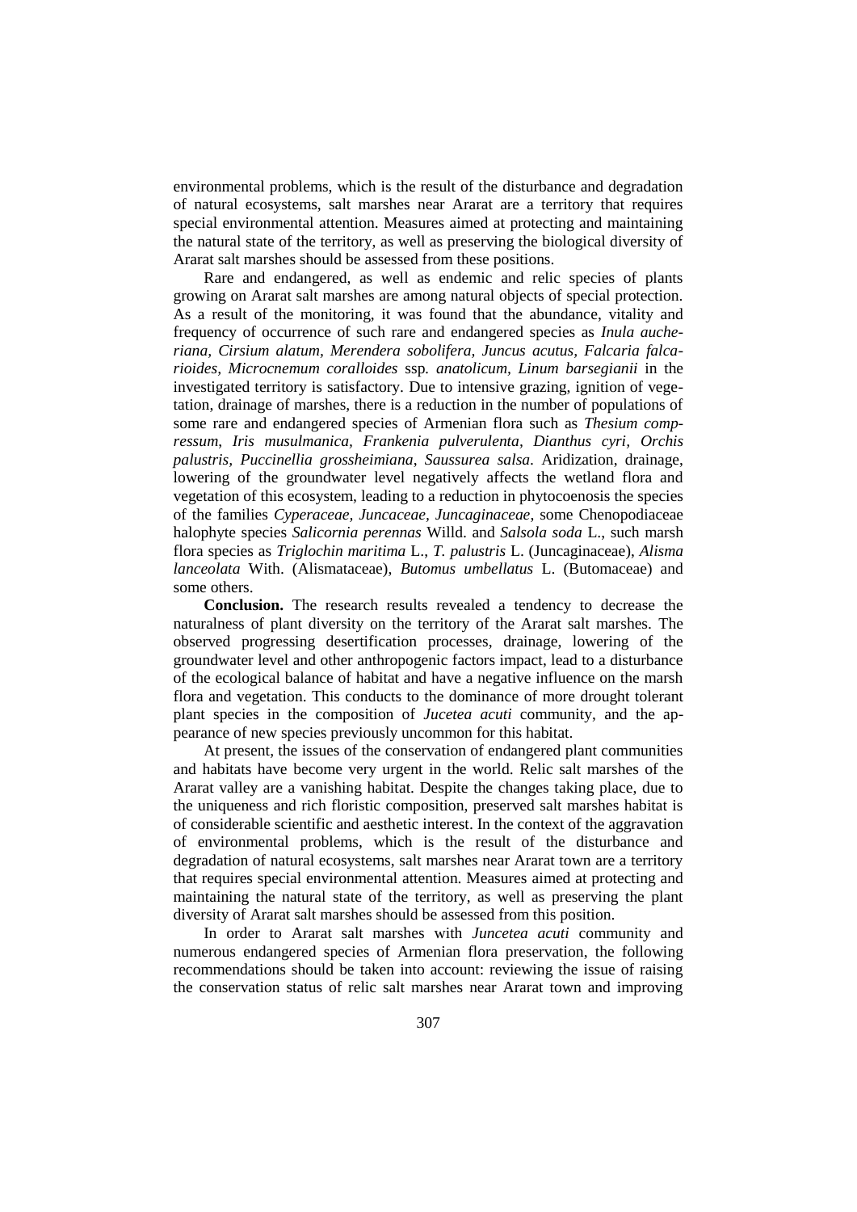environmental problems, which is the result of the disturbance and degradation of natural ecosystems, salt marshes near Ararat are a territory that requires special environmental attention. Measures aimed at protecting and maintaining the natural state of the territory, as well as preserving the biological diversity of Ararat salt marshes should be assessed from these positions.

Rare and endangered, as well as endemic and relic species of plants growing on Ararat salt marshes are among natural objects of special protection. As a result of the monitoring, it was found that the abundance, vitality and frequency of occurrence of such rare and endangered species as *Inula aucheriana, Cirsium alatum, Merendera sobolifera, Juncus acutus, Falcaria falcarioides, Microcnemum coralloides* ssp*. anatolicum, Linum barsegianii* in the investigated territory is satisfactory. Due to intensive grazing, ignition of vegetation, drainage of marshes, there is a reduction in the number of populations of some rare and endangered species of Armenian flora such as *Thesium compressum, Iris musulmanica, Frankenia pulverulenta, Dianthus cyri, Orchis palustris, Puccinellia grossheimiana*, *Saussurea salsa*. Aridization, drainage, lowering of the groundwater level negatively affects the wetland flora and vegetation of this ecosystem, leading to a reduction in phytocoenosis the species of the families *Cyperaceae, Juncaceae, Juncaginaceae*, some Chenopodiaceae halophyte species *Salicornia perennas* Willd. and *Salsola soda* L., such marsh flora species as *Triglochin maritima* L., *T. palustris* L. (Juncaginaceae), *Alisma lanceolata* With. (Alismataceae), *Butomus umbellatus* L. (Butomaceae) and some others.

**Conclusion.** The research results revealed a tendency to decrease the naturalness of plant diversity on the territory of the Ararat salt marshes. The observed progressing desertification processes, drainage, lowering of the groundwater level and other anthropogenic factors impact, lead to a disturbance of the ecological balance of habitat and have a negative influence on the marsh flora and vegetation. This conducts to the dominance of more drought tolerant plant species in the composition of *Jucetea acuti* community, and the appearance of new species previously uncommon for this habitat.

At present, the issues of the conservation of endangered plant communities and habitats have become very urgent in the world. Relic salt marshes of the Ararat valley are a vanishing habitat. Despite the changes taking place, due to the uniqueness and rich floristic composition, preserved salt marshes habitat is of considerable scientific and aesthetic interest. In the context of the aggravation of environmental problems, which is the result of the disturbance and degradation of natural ecosystems, salt marshes near Ararat town are a territory that requires special environmental attention. Measures aimed at protecting and maintaining the natural state of the territory, as well as preserving the plant diversity of Ararat salt marshes should be assessed from this position.

In order to Ararat salt marshes with *Juncetea acuti* community and numerous endangered species of Armenian flora preservation, the following recommendations should be taken into account: reviewing the issue of raising the conservation status of relic salt marshes near Ararat town and improving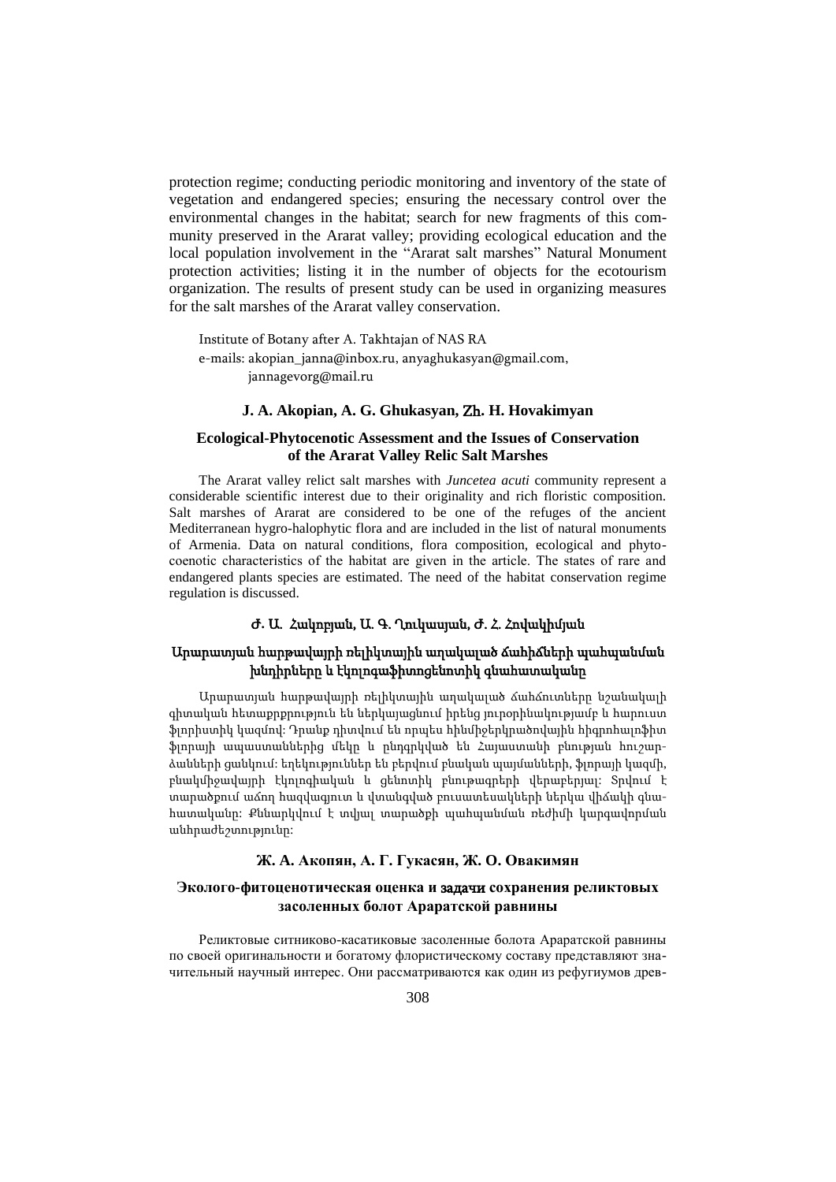protection regime; conducting periodic monitoring and inventory of the state of vegetation and endangered species; ensuring the necessary control over the environmental changes in the habitat; search for new fragments of this community preserved in the Ararat valley; providing ecological education and the local population involvement in the "Ararat salt marshes" Natural Monument protection activities; listing it in the number of objects for the ecotourism organization. The results of present study can be used in organizing measures for the salt marshes of the Ararat valley conservation.

Institute of Botany after A. Takhtajan of NAS RA
e-mails: akopian_janna@inbox.ru, anyaghukasyan@gmail.com, jannagevorg@mail.ru

**J. A. Akopian, A. G. Ghukasyan, Zh. H. Hovakimyan**

**Ecological-Phytocenotic Assessment and the Issues of Conservation of the Ararat Valley Relic Salt Marshes**

The Ararat valley relict salt marshes with *Juncetea acuti* community represent a considerable scientific interest due to their originality and rich floristic composition. Salt marshes of Ararat are considered to be one of the refuges of the ancient Mediterranean hygro-halophytic flora and are included in the list of natural monuments of Armenia. Data on natural conditions, flora composition, ecological and phytocoenotic characteristics of the habitat are given in the article. The states of rare and endangered plants species are estimated. The need of the habitat conservation regime regulation is discussed.

**Ժ. Ա. Հակոբյան, Ա. Գ. Ղուկասյան, Ժ. Հ. Հովակիմյան**

**Արարատյան հարթավայրի ռելիկտային աղակալած ճահիճների պահպանման խնդիրները և էկոլոգաֆիտոցենոտիկ գնահատականը**

Արարատյան հարթավայրի ռելիկտային աղակալած ճահճուտները նշանակալի գիտական հետաքրքրություն են ներկայացնում իրենց յուրօրինակությամբ և հարուստ ֆլորիստիկ կազմով: Դրանք դիտվում են որպես հինմիջերկրածովային հիգրոհալոֆիտ ֆլորայի ապաստաններից մեկը և ընդգրկված են Հայաստանի բնության հուշարձանների ցանկում: Եղեկություններ են բերվում բնական պայմանների, ֆլորայի կազմի, բնակմիջավայրի էկոլոգիական և ցենոտիկ բնութագրերի վերաբերյալ: Տրվում է տարածքում աճող հազվագյուտ և վտանգված բուսատեսակների ներկա վիճակի գնահատականը: Քննարկվում է տվյալ տարածքի պահպանման ռեժիմի կարգավորման անհրաժեշտությունը:

**Ж. А. Акопян, А. Г. Гукасян, Ж. О. Овакимян**

**Эколого-фитоценотическая оценка и задачи сохранения реликтовых засоленных болот Араратской равнины**

Реликтовые ситниково-касатиковые засоленные болота Араратской равнины по своей оригинальности и богатому флористическому составу представляют значительный научный интерес. Они рассматриваются как один из рефугиумов древ-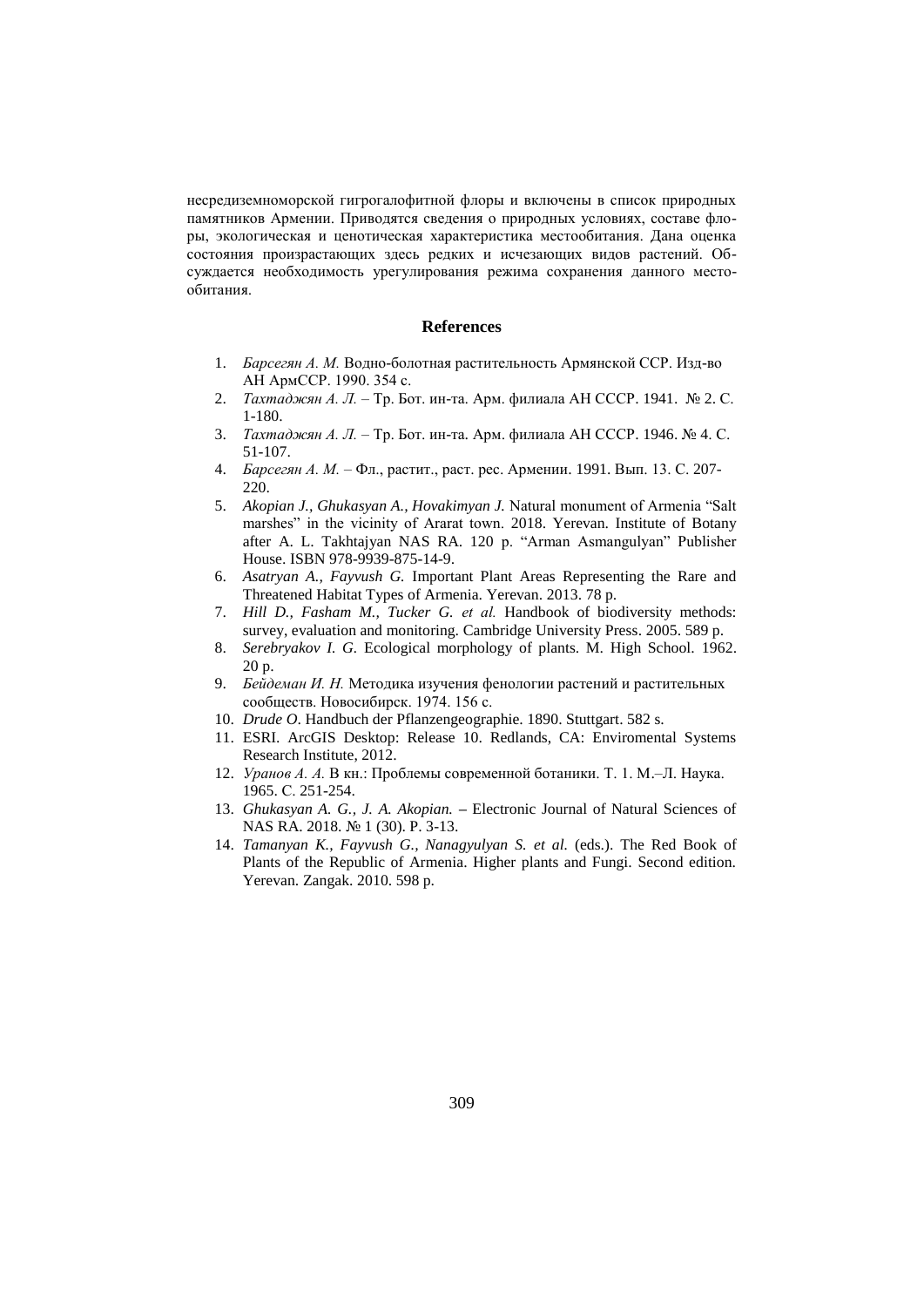несредиземноморской гигрогалофитной флоры и включены в список природных памятников Армении. Приводятся сведения о природных условиях, составе флоры, экологическая и ценотическая характеристика местообитания. Дана оценка состояния произрастающих здесь редких и исчезающих видов растений. Обсуждается необходимость урегулирования режима сохранения данного местообитания.

## References

1. *Барсегян А. М.* Водно-болотная растительность Армянской ССР. Изд-во АН АрмССР. 1990. 354 с.
2. *Тахтаджян А. Л.* – Тр. Бот. ин-та. Арм. филиала АН СССР. 1941. № 2. С. 1-180.
3. *Тахтаджян А. Л.* – Тр. Бот. ин-та. Арм. филиала АН СССР. 1946. № 4. С. 51-107.
4. *Барсегян А. М.* – Фл., растит., раст. рес. Армении. 1991. Вып. 13. С. 207-220.
5. *Akopian J., Ghukasyan A., Hovakimyan J.* Natural monument of Armenia “Salt marshes” in the vicinity of Ararat town. 2018. Yerevan. Institute of Botany after A. L. Takhtajyan NAS RA. 120 p. “Arman Asmangulyan” Publisher House. ISBN 978-9939-875-14-9.
6. *Asatryan A., Fayvush G.* Important Plant Areas Representing the Rare and Threatened Habitat Types of Armenia. Yerevan. 2013. 78 p.
7. *Hill D., Fasham M., Tucker G. et al.* Handbook of biodiversity methods: survey, evaluation and monitoring. Cambridge University Press. 2005. 589 p.
8. *Serebryakov I. G.* Ecological morphology of plants. M. High School. 1962. 20 p.
9. *Бейдеман И. Н.* Методика изучения фенологии растений и растительных сообществ. Новосибирск. 1974. 156 с.
10. *Drude O.* Handbuch der Pflanzengeographie. 1890. Stuttgart. 582 s.
11. ESRI. ArcGIS Desktop: Release 10. Redlands, CA: Enviromental Systems Research Institute, 2012.
12. *Уранов А. А.* В кн.: Проблемы современной ботаники. Т. 1. М.–Л. Наука. 1965. С. 251-254.
13. *Ghukasyan A. G., J. A. Akopian.* – Electronic Journal of Natural Sciences of NAS RA. 2018. № 1 (30). P. 3-13.
14. *Tamanyan K., Fayvush G., Nanagyulyan S. et al.* (eds.). The Red Book of Plants of the Republic of Armenia. Higher plants and Fungi. Second edition. Yerevan. Zangak. 2010. 598 p.